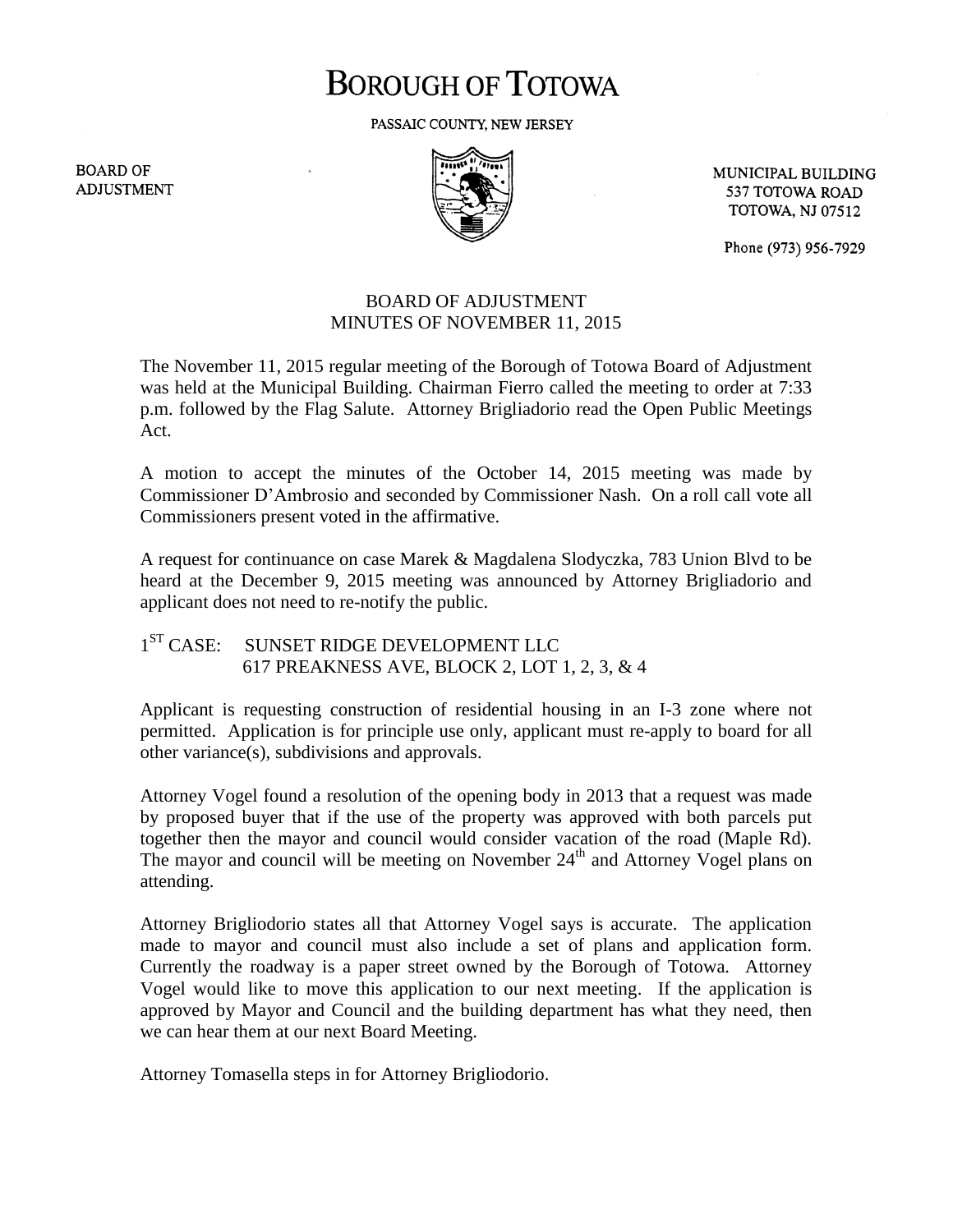# BOROUGH OF TOTOWA

PASSAIC COUNTY, NEW JERSEY

BOARD OF ADJUSTMENT

MUNICIPAL BUILDING
537 TOTOWA ROAD
TOTOWA, NJ 07512

Phone (973) 956-7929

## BOARD OF ADJUSTMENT
## MINUTES OF NOVEMBER 11, 2015

The November 11, 2015 regular meeting of the Borough of Totowa Board of Adjustment was held at the Municipal Building. Chairman Fierro called the meeting to order at 7:33 p.m. followed by the Flag Salute. Attorney Brigliadorio read the Open Public Meetings Act.

A motion to accept the minutes of the October 14, 2015 meeting was made by Commissioner D'Ambrosio and seconded by Commissioner Nash. On a roll call vote all Commissioners present voted in the affirmative.

A request for continuance on case Marek & Magdalena Slodyczka, 783 Union Blvd to be heard at the December 9, 2015 meeting was announced by Attorney Brigliadorio and applicant does not need to re-notify the public.

1ST CASE: SUNSET RIDGE DEVELOPMENT LLC
617 PREAKNESS AVE, BLOCK 2, LOT 1, 2, 3, & 4

Applicant is requesting construction of residential housing in an I-3 zone where not permitted. Application is for principle use only, applicant must re-apply to board for all other variance(s), subdivisions and approvals.

Attorney Vogel found a resolution of the opening body in 2013 that a request was made by proposed buyer that if the use of the property was approved with both parcels put together then the mayor and council would consider vacation of the road (Maple Rd). The mayor and council will be meeting on November 24th and Attorney Vogel plans on attending.

Attorney Brigliodorio states all that Attorney Vogel says is accurate. The application made to mayor and council must also include a set of plans and application form. Currently the roadway is a paper street owned by the Borough of Totowa. Attorney Vogel would like to move this application to our next meeting. If the application is approved by Mayor and Council and the building department has what they need, then we can hear them at our next Board Meeting.

Attorney Tomasella steps in for Attorney Brigliodorio.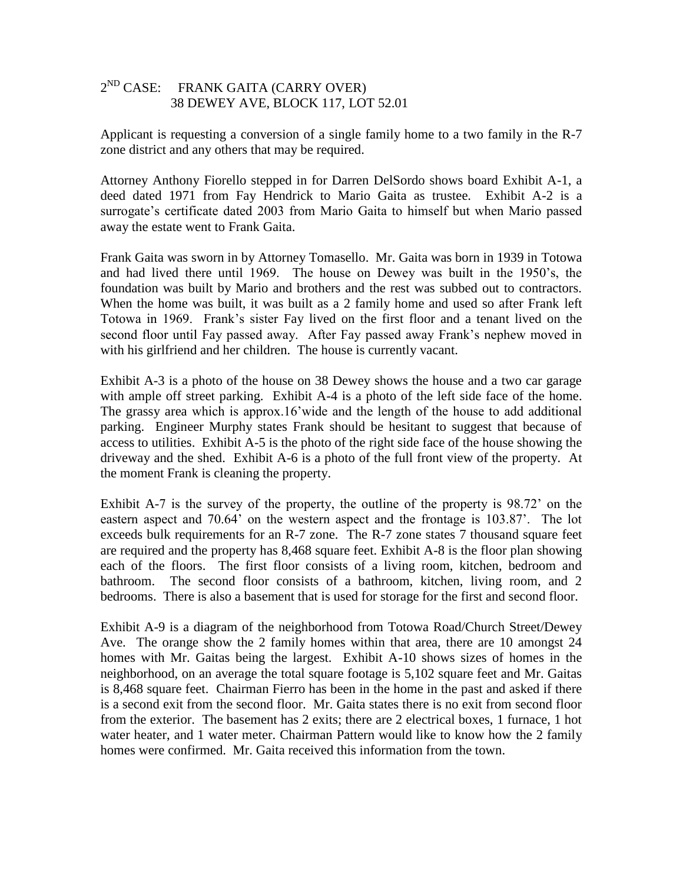2[ND] CASE: FRANK GAITA (CARRY OVER)
38 DEWEY AVE, BLOCK 117, LOT 52.01

Applicant is requesting a conversion of a single family home to a two family in the R-7 zone district and any others that may be required.

Attorney Anthony Fiorello stepped in for Darren DelSordo shows board Exhibit A-1, a deed dated 1971 from Fay Hendrick to Mario Gaita as trustee. Exhibit A-2 is a surrogate's certificate dated 2003 from Mario Gaita to himself but when Mario passed away the estate went to Frank Gaita.

Frank Gaita was sworn in by Attorney Tomasello. Mr. Gaita was born in 1939 in Totowa and had lived there until 1969. The house on Dewey was built in the 1950's, the foundation was built by Mario and brothers and the rest was subbed out to contractors. When the home was built, it was built as a 2 family home and used so after Frank left Totowa in 1969. Frank's sister Fay lived on the first floor and a tenant lived on the second floor until Fay passed away. After Fay passed away Frank's nephew moved in with his girlfriend and her children. The house is currently vacant.

Exhibit A-3 is a photo of the house on 38 Dewey shows the house and a two car garage with ample off street parking. Exhibit A-4 is a photo of the left side face of the home. The grassy area which is approx.16'wide and the length of the house to add additional parking. Engineer Murphy states Frank should be hesitant to suggest that because of access to utilities. Exhibit A-5 is the photo of the right side face of the house showing the driveway and the shed. Exhibit A-6 is a photo of the full front view of the property. At the moment Frank is cleaning the property.

Exhibit A-7 is the survey of the property, the outline of the property is 98.72' on the eastern aspect and 70.64' on the western aspect and the frontage is 103.87'. The lot exceeds bulk requirements for an R-7 zone. The R-7 zone states 7 thousand square feet are required and the property has 8,468 square feet. Exhibit A-8 is the floor plan showing each of the floors. The first floor consists of a living room, kitchen, bedroom and bathroom. The second floor consists of a bathroom, kitchen, living room, and 2 bedrooms. There is also a basement that is used for storage for the first and second floor.

Exhibit A-9 is a diagram of the neighborhood from Totowa Road/Church Street/Dewey Ave. The orange show the 2 family homes within that area, there are 10 amongst 24 homes with Mr. Gaitas being the largest. Exhibit A-10 shows sizes of homes in the neighborhood, on an average the total square footage is 5,102 square feet and Mr. Gaitas is 8,468 square feet. Chairman Fierro has been in the home in the past and asked if there is a second exit from the second floor. Mr. Gaita states there is no exit from second floor from the exterior. The basement has 2 exits; there are 2 electrical boxes, 1 furnace, 1 hot water heater, and 1 water meter. Chairman Pattern would like to know how the 2 family homes were confirmed. Mr. Gaita received this information from the town.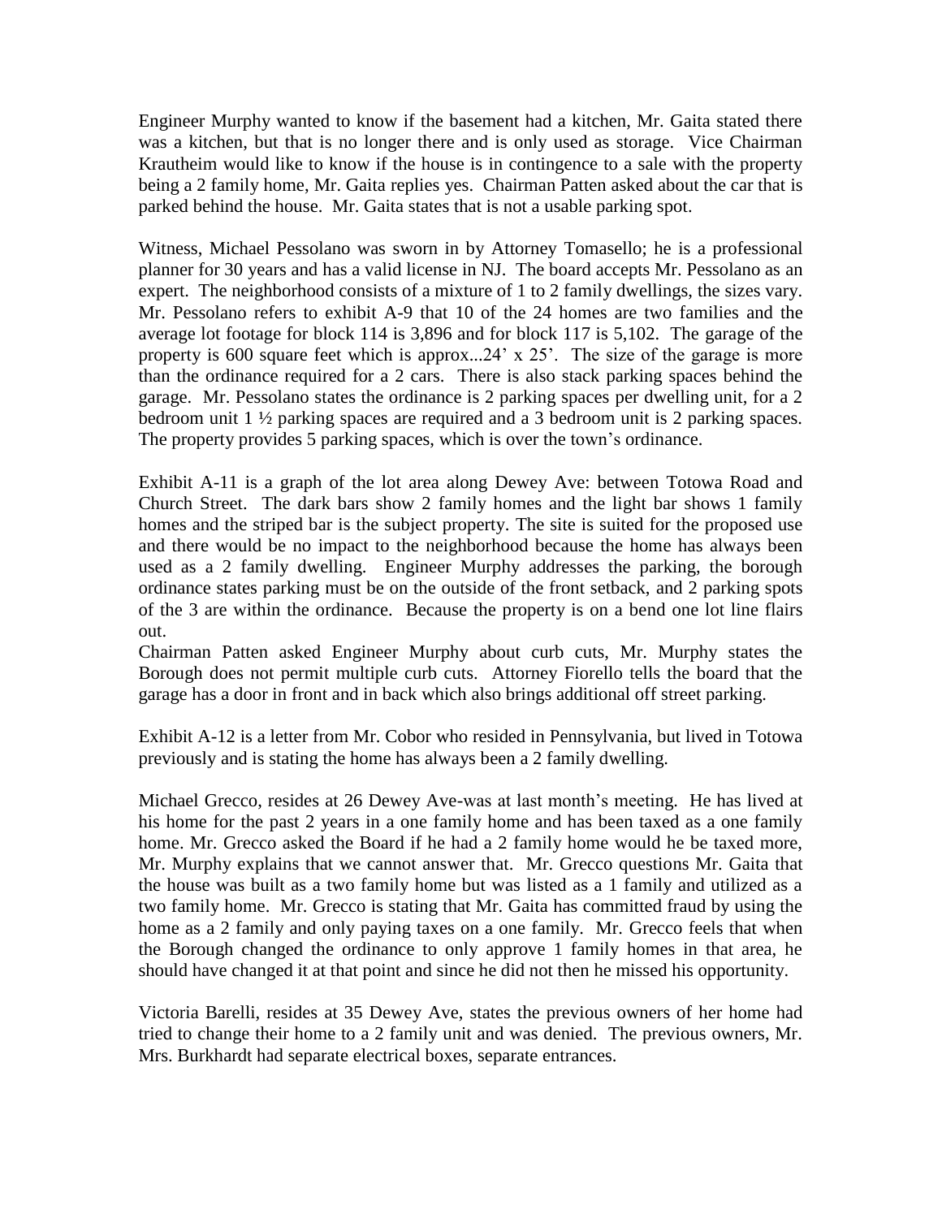Engineer Murphy wanted to know if the basement had a kitchen, Mr. Gaita stated there was a kitchen, but that is no longer there and is only used as storage. Vice Chairman Krautheim would like to know if the house is in contingence to a sale with the property being a 2 family home, Mr. Gaita replies yes. Chairman Patten asked about the car that is parked behind the house. Mr. Gaita states that is not a usable parking spot.

Witness, Michael Pessolano was sworn in by Attorney Tomasello; he is a professional planner for 30 years and has a valid license in NJ. The board accepts Mr. Pessolano as an expert. The neighborhood consists of a mixture of 1 to 2 family dwellings, the sizes vary. Mr. Pessolano refers to exhibit A-9 that 10 of the 24 homes are two families and the average lot footage for block 114 is 3,896 and for block 117 is 5,102. The garage of the property is 600 square feet which is approx...24' x 25'. The size of the garage is more than the ordinance required for a 2 cars. There is also stack parking spaces behind the garage. Mr. Pessolano states the ordinance is 2 parking spaces per dwelling unit, for a 2 bedroom unit 1 ½ parking spaces are required and a 3 bedroom unit is 2 parking spaces. The property provides 5 parking spaces, which is over the town's ordinance.

Exhibit A-11 is a graph of the lot area along Dewey Ave: between Totowa Road and Church Street. The dark bars show 2 family homes and the light bar shows 1 family homes and the striped bar is the subject property. The site is suited for the proposed use and there would be no impact to the neighborhood because the home has always been used as a 2 family dwelling. Engineer Murphy addresses the parking, the borough ordinance states parking must be on the outside of the front setback, and 2 parking spots of the 3 are within the ordinance. Because the property is on a bend one lot line flairs out.

Chairman Patten asked Engineer Murphy about curb cuts, Mr. Murphy states the Borough does not permit multiple curb cuts. Attorney Fiorello tells the board that the garage has a door in front and in back which also brings additional off street parking.

Exhibit A-12 is a letter from Mr. Cobor who resided in Pennsylvania, but lived in Totowa previously and is stating the home has always been a 2 family dwelling.

Michael Grecco, resides at 26 Dewey Ave-was at last month's meeting. He has lived at his home for the past 2 years in a one family home and has been taxed as a one family home. Mr. Grecco asked the Board if he had a 2 family home would he be taxed more, Mr. Murphy explains that we cannot answer that. Mr. Grecco questions Mr. Gaita that the house was built as a two family home but was listed as a 1 family and utilized as a two family home. Mr. Grecco is stating that Mr. Gaita has committed fraud by using the home as a 2 family and only paying taxes on a one family. Mr. Grecco feels that when the Borough changed the ordinance to only approve 1 family homes in that area, he should have changed it at that point and since he did not then he missed his opportunity.

Victoria Barelli, resides at 35 Dewey Ave, states the previous owners of her home had tried to change their home to a 2 family unit and was denied. The previous owners, Mr. Mrs. Burkhardt had separate electrical boxes, separate entrances.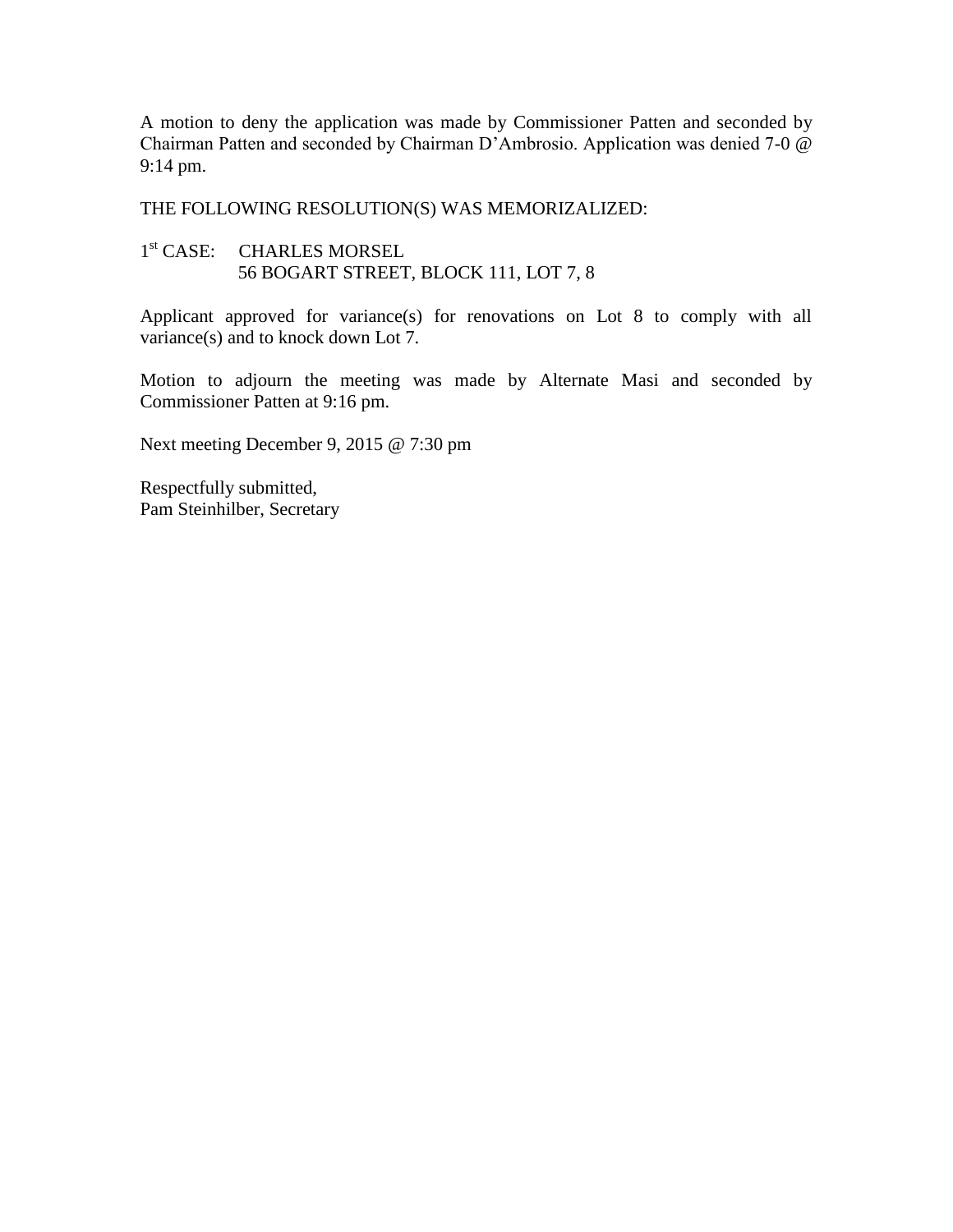A motion to deny the application was made by Commissioner Patten and seconded by Chairman Patten and seconded by Chairman D'Ambrosio. Application was denied 7-0 @ 9:14 pm.

THE FOLLOWING RESOLUTION(S) WAS MEMORIZALIZED:

1st CASE: CHARLES MORSEL
56 BOGART STREET, BLOCK 111, LOT 7, 8

Applicant approved for variance(s) for renovations on Lot 8 to comply with all variance(s) and to knock down Lot 7.

Motion to adjourn the meeting was made by Alternate Masi and seconded by Commissioner Patten at 9:16 pm.

Next meeting December 9, 2015 @ 7:30 pm

Respectfully submitted,
Pam Steinhilber, Secretary